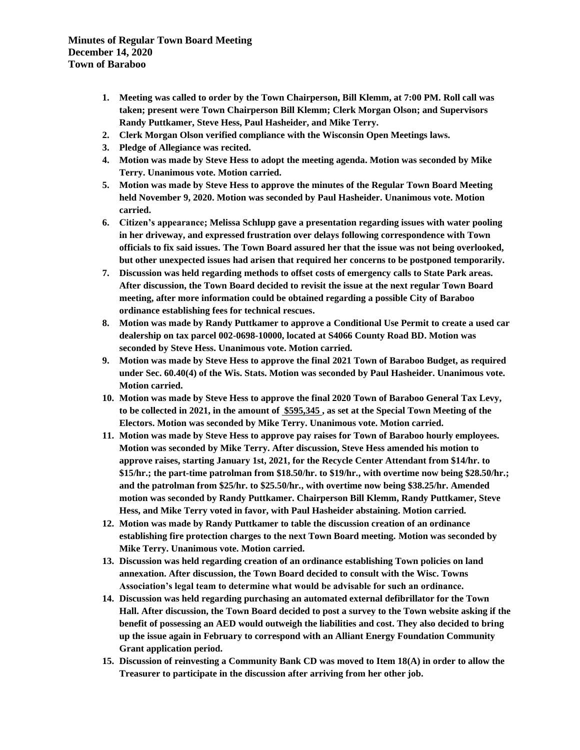**Minutes of Regular Town Board Meeting**
**December 14, 2020**
**Town of Baraboo**

1. **Meeting was called to order by the Town Chairperson, Bill Klemm, at 7:00 PM. Roll call was taken; present were Town Chairperson Bill Klemm; Clerk Morgan Olson; and Supervisors Randy Puttkamer, Steve Hess, Paul Hasheider, and Mike Terry.**
2. **Clerk Morgan Olson verified compliance with the Wisconsin Open Meetings laws.**
3. **Pledge of Allegiance was recited.**
4. **Motion was made by Steve Hess to adopt the meeting agenda. Motion was seconded by Mike Terry. Unanimous vote. Motion carried.**
5. **Motion was made by Steve Hess to approve the minutes of the Regular Town Board Meeting held November 9, 2020. Motion was seconded by Paul Hasheider. Unanimous vote. Motion carried.**
6. **Citizen's appearance; Melissa Schlupp gave a presentation regarding issues with water pooling in her driveway, and expressed frustration over delays following correspondence with Town officials to fix said issues. The Town Board assured her that the issue was not being overlooked, but other unexpected issues had arisen that required her concerns to be postponed temporarily.**
7. **Discussion was held regarding methods to offset costs of emergency calls to State Park areas. After discussion, the Town Board decided to revisit the issue at the next regular Town Board meeting, after more information could be obtained regarding a possible City of Baraboo ordinance establishing fees for technical rescues.**
8. **Motion was made by Randy Puttkamer to approve a Conditional Use Permit to create a used car dealership on tax parcel 002-0698-10000, located at S4066 County Road BD. Motion was seconded by Steve Hess. Unanimous vote. Motion carried.**
9. **Motion was made by Steve Hess to approve the final 2021 Town of Baraboo Budget, as required under Sec. 60.40(4) of the Wis. Stats. Motion was seconded by Paul Hasheider. Unanimous vote. Motion carried.**
10. **Motion was made by Steve Hess to approve the final 2020 Town of Baraboo General Tax Levy, to be collected in 2021, in the amount of \$595,345 , as set at the Special Town Meeting of the Electors. Motion was seconded by Mike Terry. Unanimous vote. Motion carried.**
11. **Motion was made by Steve Hess to approve pay raises for Town of Baraboo hourly employees. Motion was seconded by Mike Terry. After discussion, Steve Hess amended his motion to approve raises, starting January 1st, 2021, for the Recycle Center Attendant from \$14/hr. to \$15/hr.; the part-time patrolman from \$18.50/hr. to \$19/hr., with overtime now being \$28.50/hr.; and the patrolman from \$25/hr. to \$25.50/hr., with overtime now being \$38.25/hr. Amended motion was seconded by Randy Puttkamer. Chairperson Bill Klemm, Randy Puttkamer, Steve Hess, and Mike Terry voted in favor, with Paul Hasheider abstaining. Motion carried.**
12. **Motion was made by Randy Puttkamer to table the discussion creation of an ordinance establishing fire protection charges to the next Town Board meeting. Motion was seconded by Mike Terry. Unanimous vote. Motion carried.**
13. **Discussion was held regarding creation of an ordinance establishing Town policies on land annexation. After discussion, the Town Board decided to consult with the Wisc. Towns Association's legal team to determine what would be advisable for such an ordinance.**
14. **Discussion was held regarding purchasing an automated external defibrillator for the Town Hall. After discussion, the Town Board decided to post a survey to the Town website asking if the benefit of possessing an AED would outweigh the liabilities and cost. They also decided to bring up the issue again in February to correspond with an Alliant Energy Foundation Community Grant application period.**
15. **Discussion of reinvesting a Community Bank CD was moved to Item 18(A) in order to allow the Treasurer to participate in the discussion after arriving from her other job.**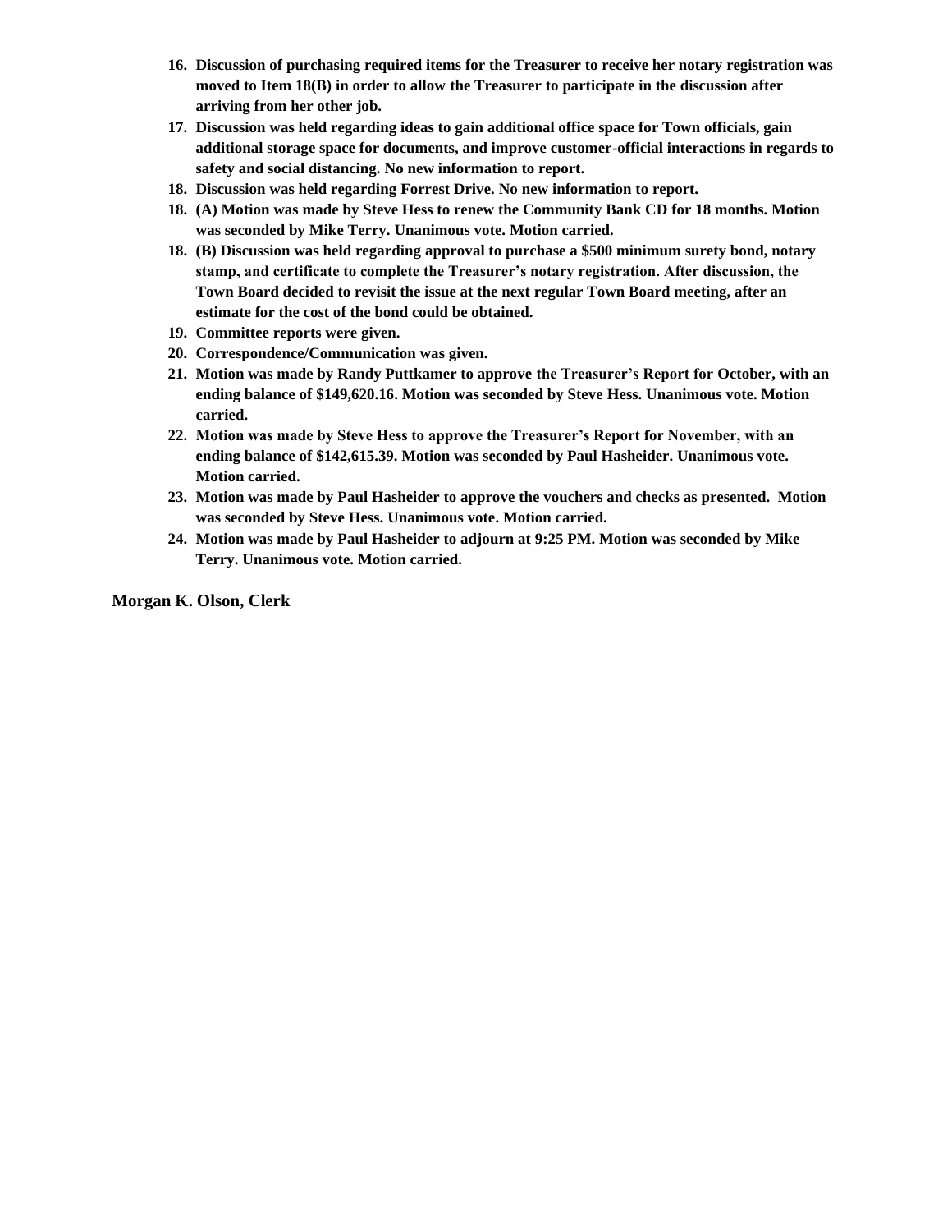16. **Discussion of purchasing required items for the Treasurer to receive her notary registration was moved to Item 18(B) in order to allow the Treasurer to participate in the discussion after arriving from her other job.**
17. **Discussion was held regarding ideas to gain additional office space for Town officials, gain additional storage space for documents, and improve customer-official interactions in regards to safety and social distancing. No new information to report.**
18. **Discussion was held regarding Forrest Drive. No new information to report.**
18. **(A) Motion was made by Steve Hess to renew the Community Bank CD for 18 months. Motion was seconded by Mike Terry. Unanimous vote. Motion carried.**
18. **(B) Discussion was held regarding approval to purchase a $500 minimum surety bond, notary stamp, and certificate to complete the Treasurer's notary registration. After discussion, the Town Board decided to revisit the issue at the next regular Town Board meeting, after an estimate for the cost of the bond could be obtained.**
19. **Committee reports were given.**
20. **Correspondence/Communication was given.**
21. **Motion was made by Randy Puttkamer to approve the Treasurer's Report for October, with an ending balance of $149,620.16. Motion was seconded by Steve Hess. Unanimous vote. Motion carried.**
22. **Motion was made by Steve Hess to approve the Treasurer's Report for November, with an ending balance of $142,615.39. Motion was seconded by Paul Hasheider. Unanimous vote. Motion carried.**
23. **Motion was made by Paul Hasheider to approve the vouchers and checks as presented. Motion was seconded by Steve Hess. Unanimous vote. Motion carried.**
24. **Motion was made by Paul Hasheider to adjourn at 9:25 PM. Motion was seconded by Mike Terry. Unanimous vote. Motion carried.**

**Morgan K. Olson, Clerk**